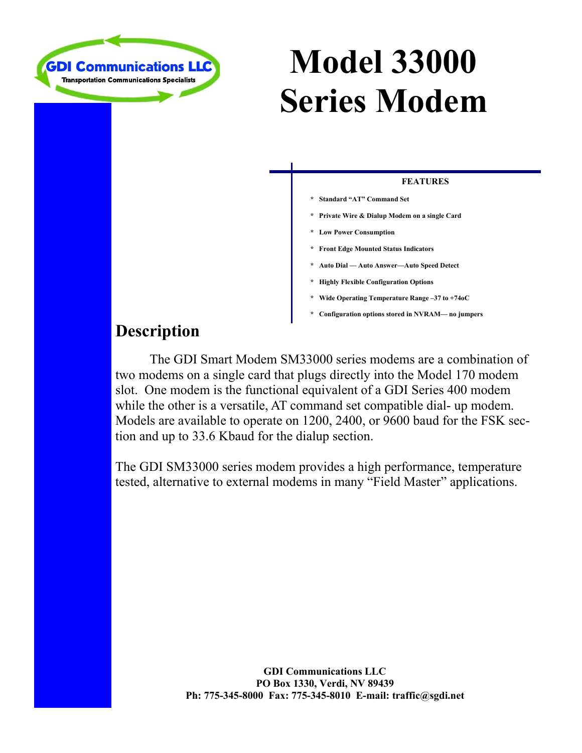GDI Communications LLC

Transportation Communications Specialists

# Model 33000 Series Modem

**FEATURES**

* **Standard "AT" Command Set**
* **Private Wire & Dialup Modem on a single Card**
* **Low Power Consumption**
* **Front Edge Mounted Status Indicators**
* **Auto Dial — Auto Answer—Auto Speed Detect**
* **Highly Flexible Configuration Options**
* **Wide Operating Temperature Range –37 to +74oC**
* **Configuration options stored in NVRAM— no jumpers**

## Description

The GDI Smart Modem SM33000 series modems are a combination of two modems on a single card that plugs directly into the Model 170 modem slot. One modem is the functional equivalent of a GDI Series 400 modem while the other is a versatile, AT command set compatible dial- up modem. Models are available to operate on 1200, 2400, or 9600 baud for the FSK section and up to 33.6 Kbaud for the dialup section.

The GDI SM33000 series modem provides a high performance, temperature tested, alternative to external modems in many "Field Master" applications.

**GDI Communications LLC**
**PO Box 1330, Verdi, NV 89439**
**Ph: 775-345-8000 Fax: 775-345-8010 E-mail: traffic@sgdi.net**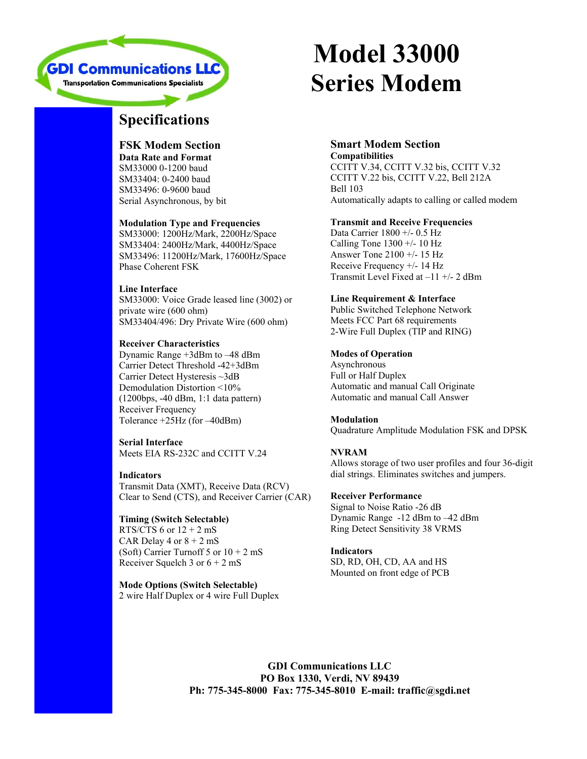GDI Communications LLC

Transportation Communications Specialists

# Model 33000 Series Modem

## Specifications

### FSK Modem Section

**Data Rate and Format**
SM33000 0-1200 baud
SM33404: 0-2400 baud
SM33496: 0-9600 baud
Serial Asynchronous, by bit

**Modulation Type and Frequencies**
SM33000: 1200Hz/Mark, 2200Hz/Space
SM33404: 2400Hz/Mark, 4400Hz/Space
SM33496: 11200Hz/Mark, 17600Hz/Space
Phase Coherent FSK

**Line Interface**
SM33000: Voice Grade leased line (3002) or private wire (600 ohm)
SM33404/496: Dry Private Wire (600 ohm)

**Receiver Characteristics**
Dynamic Range +3dBm to –48 dBm
Carrier Detect Threshold -42+3dBm
Carrier Detect Hysteresis ~3dB
Demodulation Distortion <10%
(1200bps, -40 dBm, 1:1 data pattern)
Receiver Frequency
Tolerance +25Hz (for –40dBm)

**Serial Interface**
Meets EIA RS-232C and CCITT V.24

**Indicators**
Transmit Data (XMT), Receive Data (RCV)
Clear to Send (CTS), and Receiver Carrier (CAR)

**Timing (Switch Selectable)**
RTS/CTS 6 or 12 + 2 mS
CAR Delay 4 or 8 + 2 mS
(Soft) Carrier Turnoff 5 or 10 + 2 mS
Receiver Squelch 3 or 6 + 2 mS

**Mode Options (Switch Selectable)**
2 wire Half Duplex or 4 wire Full Duplex

### Smart Modem Section

**Compatibilities**
CCITT V.34, CCITT V.32 bis, CCITT V.32
CCITT V.22 bis, CCITT V.22, Bell 212A
Bell 103
Automatically adapts to calling or called modem

**Transmit and Receive Frequencies**
Data Carrier 1800 +/- 0.5 Hz
Calling Tone 1300 +/- 10 Hz
Answer Tone 2100 +/- 15 Hz
Receive Frequency +/- 14 Hz
Transmit Level Fixed at –11 +/- 2 dBm

**Line Requirement & Interface**
Public Switched Telephone Network
Meets FCC Part 68 requirements
2-Wire Full Duplex (TIP and RING)

**Modes of Operation**
Asynchronous
Full or Half Duplex
Automatic and manual Call Originate
Automatic and manual Call Answer

**Modulation**
Quadrature Amplitude Modulation FSK and DPSK

**NVRAM**
Allows storage of two user profiles and four 36-digit dial strings. Eliminates switches and jumpers.

**Receiver Performance**
Signal to Noise Ratio -26 dB
Dynamic Range -12 dBm to –42 dBm
Ring Detect Sensitivity 38 VRMS

**Indicators**
SD, RD, OH, CD, AA and HS
Mounted on front edge of PCB

**GDI Communications LLC**
**PO Box 1330, Verdi, NV 89439**
**Ph: 775-345-8000 Fax: 775-345-8010 E-mail: traffic@sgdi.net**